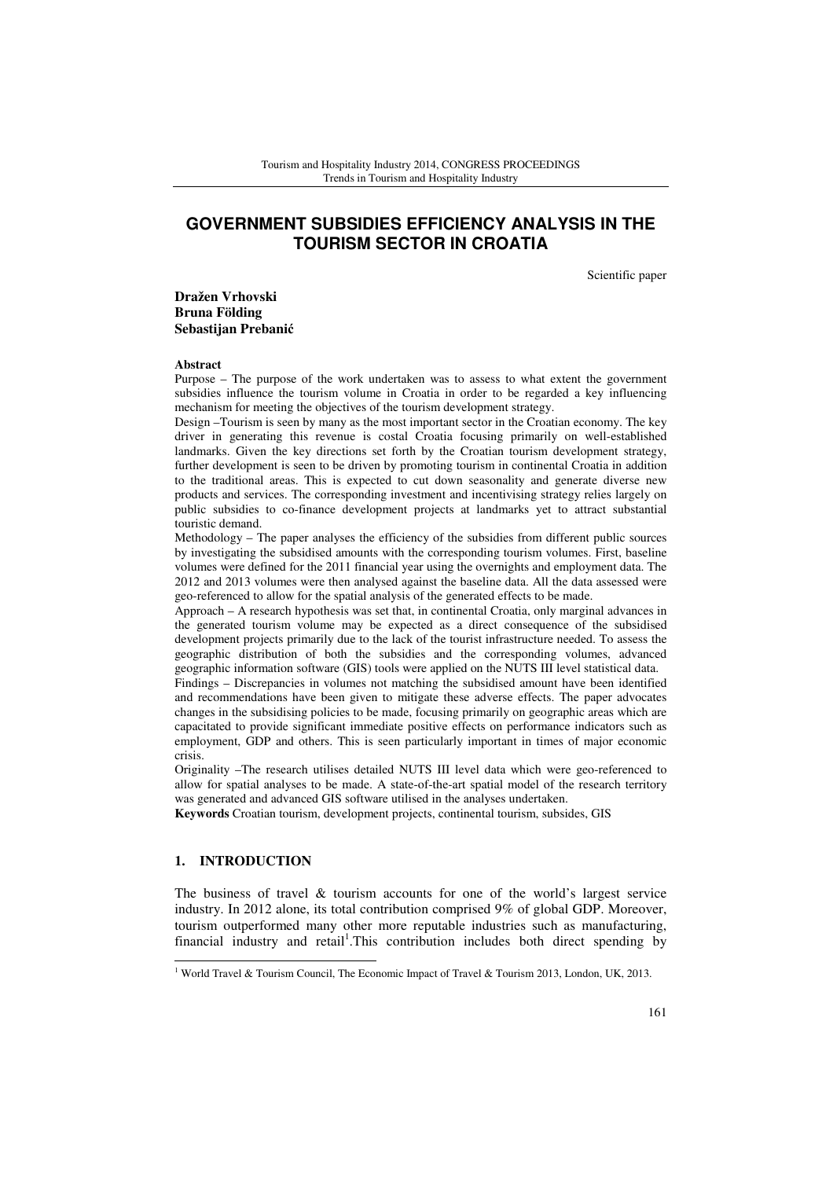# GOVERNMENT SUBSIDIES EFFICIENCY ANALYSIS IN THE TOURISM SECTOR IN CROATIA

Scientific paper

**Dražen Vrhovski**
**Bruna Földing**
**Sebastijan Prebanić**

**Abstract**

Purpose – The purpose of the work undertaken was to assess to what extent the government subsidies influence the tourism volume in Croatia in order to be regarded a key influencing mechanism for meeting the objectives of the tourism development strategy.

Design –Tourism is seen by many as the most important sector in the Croatian economy. The key driver in generating this revenue is costal Croatia focusing primarily on well-established landmarks. Given the key directions set forth by the Croatian tourism development strategy, further development is seen to be driven by promoting tourism in continental Croatia in addition to the traditional areas. This is expected to cut down seasonality and generate diverse new products and services. The corresponding investment and incentivising strategy relies largely on public subsidies to co-finance development projects at landmarks yet to attract substantial touristic demand.

Methodology – The paper analyses the efficiency of the subsidies from different public sources by investigating the subsidised amounts with the corresponding tourism volumes. First, baseline volumes were defined for the 2011 financial year using the overnights and employment data. The 2012 and 2013 volumes were then analysed against the baseline data. All the data assessed were geo-referenced to allow for the spatial analysis of the generated effects to be made.

Approach – A research hypothesis was set that, in continental Croatia, only marginal advances in the generated tourism volume may be expected as a direct consequence of the subsidised development projects primarily due to the lack of the tourist infrastructure needed. To assess the geographic distribution of both the subsidies and the corresponding volumes, advanced geographic information software (GIS) tools were applied on the NUTS III level statistical data.

Findings – Discrepancies in volumes not matching the subsidised amount have been identified and recommendations have been given to mitigate these adverse effects. The paper advocates changes in the subsidising policies to be made, focusing primarily on geographic areas which are capacitated to provide significant immediate positive effects on performance indicators such as employment, GDP and others. This is seen particularly important in times of major economic crisis.

Originality –The research utilises detailed NUTS III level data which were geo-referenced to allow for spatial analyses to be made. A state-of-the-art spatial model of the research territory was generated and advanced GIS software utilised in the analyses undertaken.

**Keywords** Croatian tourism, development projects, continental tourism, subsides, GIS

## 1. INTRODUCTION

The business of travel & tourism accounts for one of the world's largest service industry. In 2012 alone, its total contribution comprised 9% of global GDP. Moreover, tourism outperformed many other more reputable industries such as manufacturing, financial industry and retail[1].This contribution includes both direct spending by

[1] World Travel & Tourism Council, The Economic Impact of Travel & Tourism 2013, London, UK, 2013.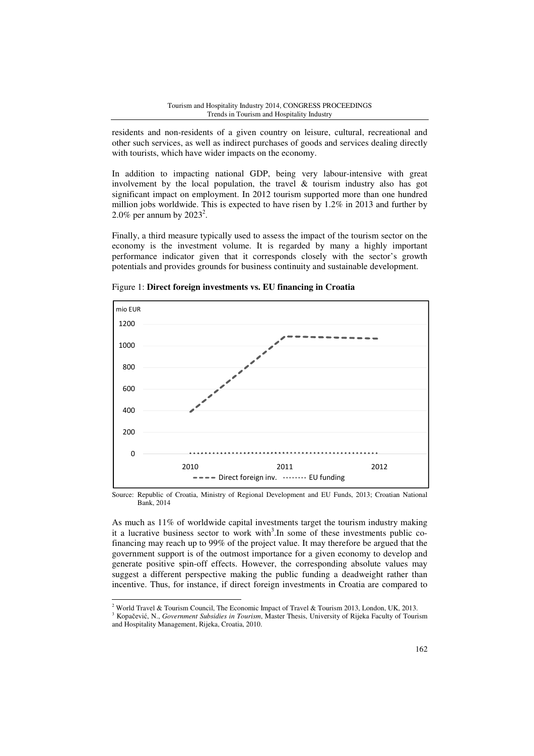residents and non-residents of a given country on leisure, cultural, recreational and other such services, as well as indirect purchases of goods and services dealing directly with tourists, which have wider impacts on the economy.

In addition to impacting national GDP, being very labour-intensive with great involvement by the local population, the travel & tourism industry also has got significant impact on employment. In 2012 tourism supported more than one hundred million jobs worldwide. This is expected to have risen by 1.2% in 2013 and further by 2.0% per annum by 2023[2].

Finally, a third measure typically used to assess the impact of the tourism sector on the economy is the investment volume. It is regarded by many a highly important performance indicator given that it corresponds closely with the sector's growth potentials and provides grounds for business continuity and sustainable development.

Figure 1: **Direct foreign investments vs. EU financing in Croatia**

Source: Republic of Croatia, Ministry of Regional Development and EU Funds, 2013; Croatian National Bank, 2014

As much as 11% of worldwide capital investments target the tourism industry making it a lucrative business sector to work with[3].In some of these investments public co-financing may reach up to 99% of the project value. It may therefore be argued that the government support is of the outmost importance for a given economy to develop and generate positive spin-off effects. However, the corresponding absolute values may suggest a different perspective making the public funding a deadweight rather than incentive. Thus, for instance, if direct foreign investments in Croatia are compared to

---

[2] World Travel & Tourism Council, The Economic Impact of Travel & Tourism 2013, London, UK, 2013.

[3] Kopačević, N., *Government Subsidies in Tourism*, Master Thesis, University of Rijeka Faculty of Tourism and Hospitality Management, Rijeka, Croatia, 2010.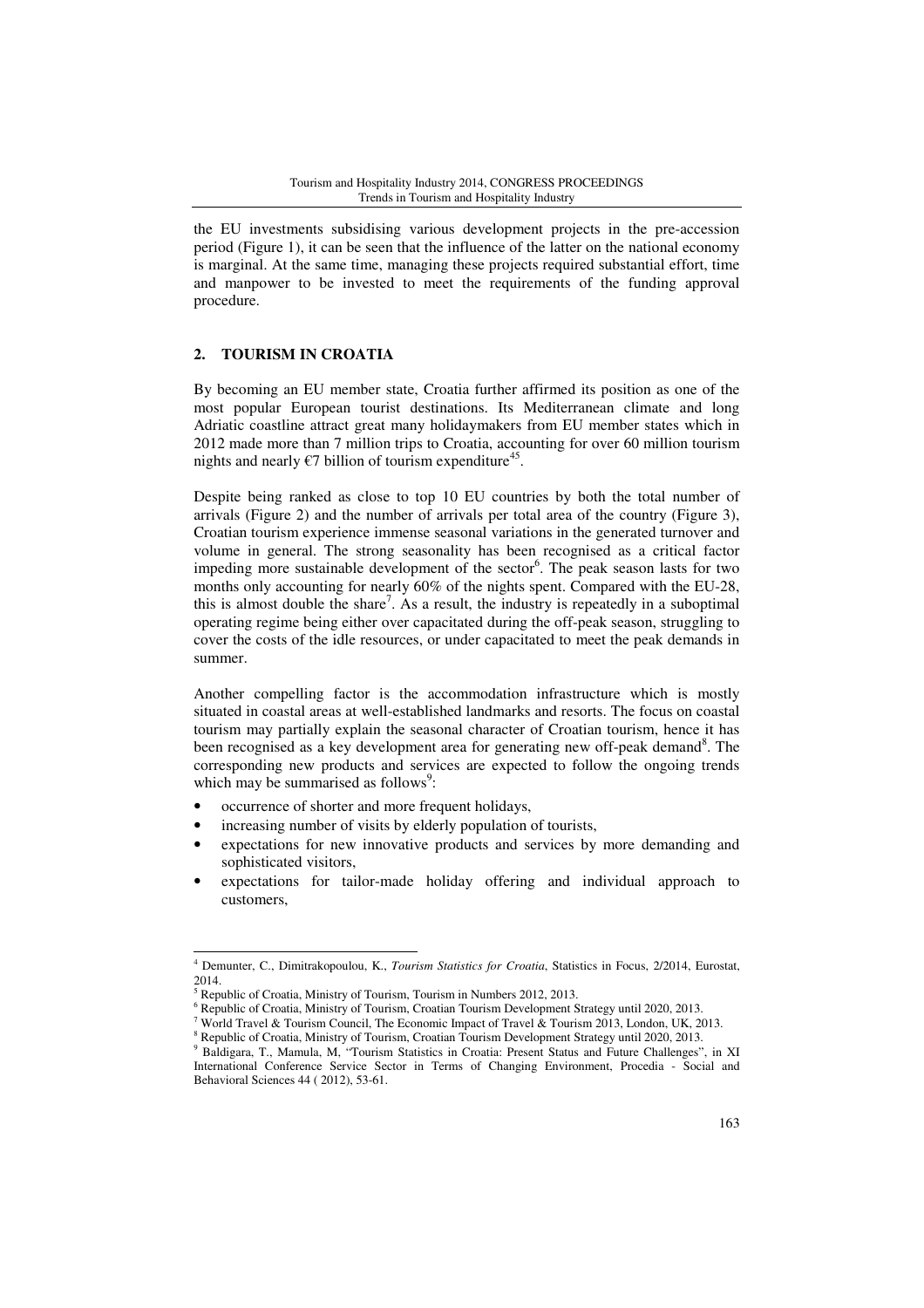the EU investments subsidising various development projects in the pre-accession period (Figure 1), it can be seen that the influence of the latter on the national economy is marginal. At the same time, managing these projects required substantial effort, time and manpower to be invested to meet the requirements of the funding approval procedure.

## 2. TOURISM IN CROATIA

By becoming an EU member state, Croatia further affirmed its position as one of the most popular European tourist destinations. Its Mediterranean climate and long Adriatic coastline attract great many holidaymakers from EU member states which in 2012 made more than 7 million trips to Croatia, accounting for over 60 million tourism nights and nearly €7 billion of tourism expenditure[45].

Despite being ranked as close to top 10 EU countries by both the total number of arrivals (Figure 2) and the number of arrivals per total area of the country (Figure 3), Croatian tourism experience immense seasonal variations in the generated turnover and volume in general. The strong seasonality has been recognised as a critical factor impeding more sustainable development of the sector[6]. The peak season lasts for two months only accounting for nearly 60% of the nights spent. Compared with the EU-28, this is almost double the share[7]. As a result, the industry is repeatedly in a suboptimal operating regime being either over capacitated during the off-peak season, struggling to cover the costs of the idle resources, or under capacitated to meet the peak demands in summer.

Another compelling factor is the accommodation infrastructure which is mostly situated in coastal areas at well-established landmarks and resorts. The focus on coastal tourism may partially explain the seasonal character of Croatian tourism, hence it has been recognised as a key development area for generating new off-peak demand[8]. The corresponding new products and services are expected to follow the ongoing trends which may be summarised as follows[9]:

- occurrence of shorter and more frequent holidays,
- increasing number of visits by elderly population of tourists,
- expectations for new innovative products and services by more demanding and sophisticated visitors,
- expectations for tailor-made holiday offering and individual approach to customers,

---

[4] Demunter, C., Dimitrakopoulou, K., *Tourism Statistics for Croatia*, Statistics in Focus, 2/2014, Eurostat, 2014.

[5] Republic of Croatia, Ministry of Tourism, Tourism in Numbers 2012, 2013.

[6] Republic of Croatia, Ministry of Tourism, Croatian Tourism Development Strategy until 2020, 2013.

[7] World Travel & Tourism Council, The Economic Impact of Travel & Tourism 2013, London, UK, 2013.

[8] Republic of Croatia, Ministry of Tourism, Croatian Tourism Development Strategy until 2020, 2013.

[9] Baldigara, T., Mamula, M, "Tourism Statistics in Croatia: Present Status and Future Challenges", in XI International Conference Service Sector in Terms of Changing Environment, Procedia - Social and Behavioral Sciences 44 ( 2012), 53-61.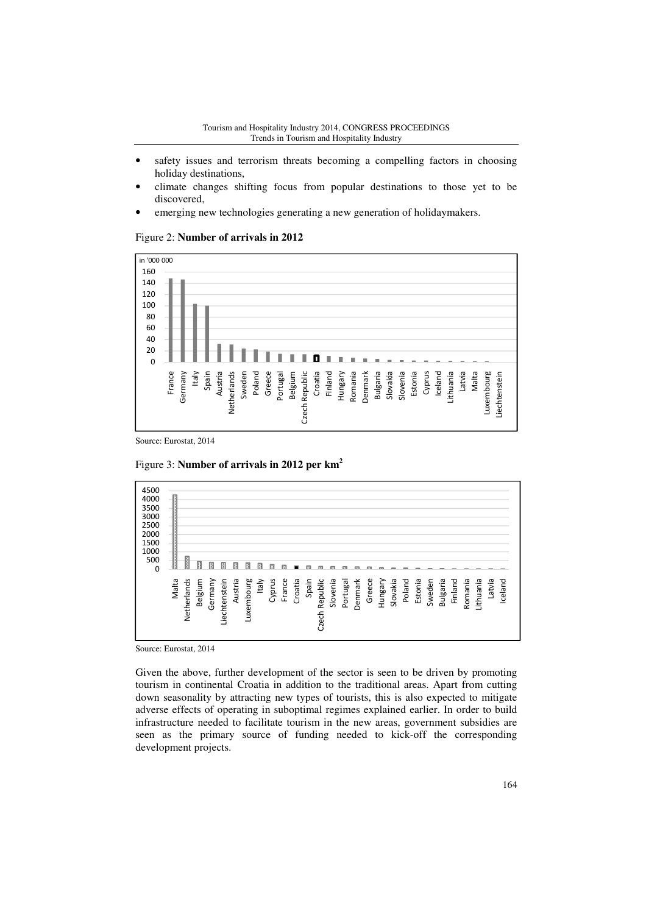- safety issues and terrorism threats becoming a compelling factors in choosing holiday destinations,
- climate changes shifting focus from popular destinations to those yet to be discovered,
- emerging new technologies generating a new generation of holidaymakers.

Figure 2: **Number of arrivals in 2012**

Source: Eurostat, 2014

Figure 3: **Number of arrivals in 2012 per km$^2$**

Source: Eurostat, 2014

Given the above, further development of the sector is seen to be driven by promoting tourism in continental Croatia in addition to the traditional areas. Apart from cutting down seasonality by attracting new types of tourists, this is also expected to mitigate adverse effects of operating in suboptimal regimes explained earlier. In order to build infrastructure needed to facilitate tourism in the new areas, government subsidies are seen as the primary source of funding needed to kick-off the corresponding development projects.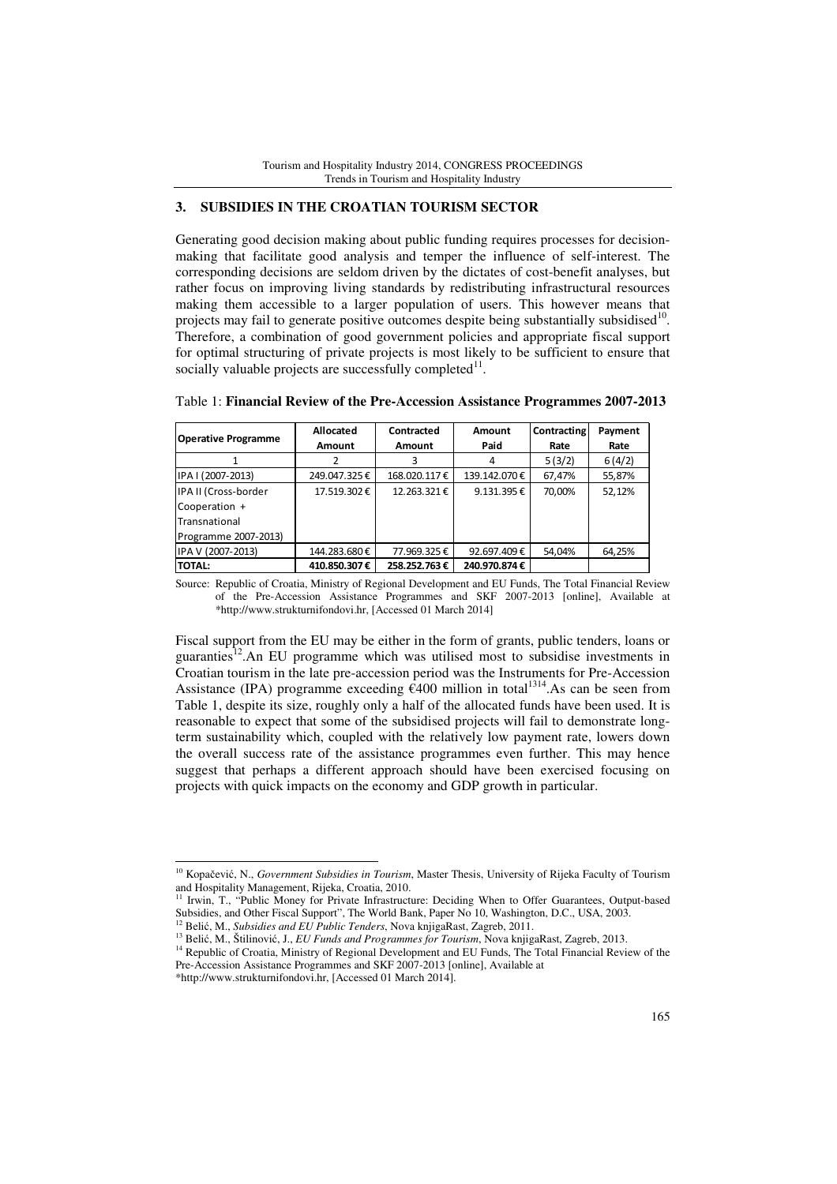## 3. SUBSIDIES IN THE CROATIAN TOURISM SECTOR

Generating good decision making about public funding requires processes for decision-making that facilitate good analysis and temper the influence of self-interest. The corresponding decisions are seldom driven by the dictates of cost-benefit analyses, but rather focus on improving living standards by redistributing infrastructural resources making them accessible to a larger population of users. This however means that projects may fail to generate positive outcomes despite being substantially subsidised[10]. Therefore, a combination of good government policies and appropriate fiscal support for optimal structuring of private projects is most likely to be sufficient to ensure that socially valuable projects are successfully completed[11].

Table 1: **Financial Review of the Pre-Accession Assistance Programmes 2007-2013**

| Operative Programme | Allocated Amount | Contracted Amount | Amount Paid | Contracting Rate | Payment Rate |
|---|---|---|---|---|---|
| 1 | 2 | 3 | 4 | 5 (3/2) | 6 (4/2) |
| IPA I (2007-2013) | 249.047.325 € | 168.020.117 € | 139.142.070 € | 67,47% | 55,87% |
| IPA II (Cross-border Cooperation + Transnational Programme 2007-2013) | 17.519.302 € | 12.263.321 € | 9.131.395 € | 70,00% | 52,12% |
| IPA V (2007-2013) | 144.283.680 € | 77.969.325 € | 92.697.409 € | 54,04% | 64,25% |
| **TOTAL:** | **410.850.307 €** | **258.252.763 €** | **240.970.874 €** | | |

Source: Republic of Croatia, Ministry of Regional Development and EU Funds, The Total Financial Review of the Pre-Accession Assistance Programmes and SKF 2007-2013 [online], Available at *http://www.strukturnifondovi.hr, [Accessed 01 March 2014]

Fiscal support from the EU may be either in the form of grants, public tenders, loans or guaranties[12].An EU programme which was utilised most to subsidise investments in Croatian tourism in the late pre-accession period was the Instruments for Pre-Accession Assistance (IPA) programme exceeding €400 million in total[13][14].As can be seen from Table 1, despite its size, roughly only a half of the allocated funds have been used. It is reasonable to expect that some of the subsidised projects will fail to demonstrate long-term sustainability which, coupled with the relatively low payment rate, lowers down the overall success rate of the assistance programmes even further. This may hence suggest that perhaps a different approach should have been exercised focusing on projects with quick impacts on the economy and GDP growth in particular.

---

[10] Kopačević, N., *Government Subsidies in Tourism*, Master Thesis, University of Rijeka Faculty of Tourism and Hospitality Management, Rijeka, Croatia, 2010.

[11] Irwin, T., "Public Money for Private Infrastructure: Deciding When to Offer Guarantees, Output-based Subsidies, and Other Fiscal Support", The World Bank, Paper No 10, Washington, D.C., USA, 2003.

[12] Belić, M., *Subsidies and EU Public Tenders*, Nova knjigaRast, Zagreb, 2011.

[13] Belić, M., Štilinović, J., *EU Funds and Programmes for Tourism*, Nova knjigaRast, Zagreb, 2013.

[14] Republic of Croatia, Ministry of Regional Development and EU Funds, The Total Financial Review of the Pre-Accession Assistance Programmes and SKF 2007-2013 [online], Available at *http://www.strukturnifondovi.hr, [Accessed 01 March 2014].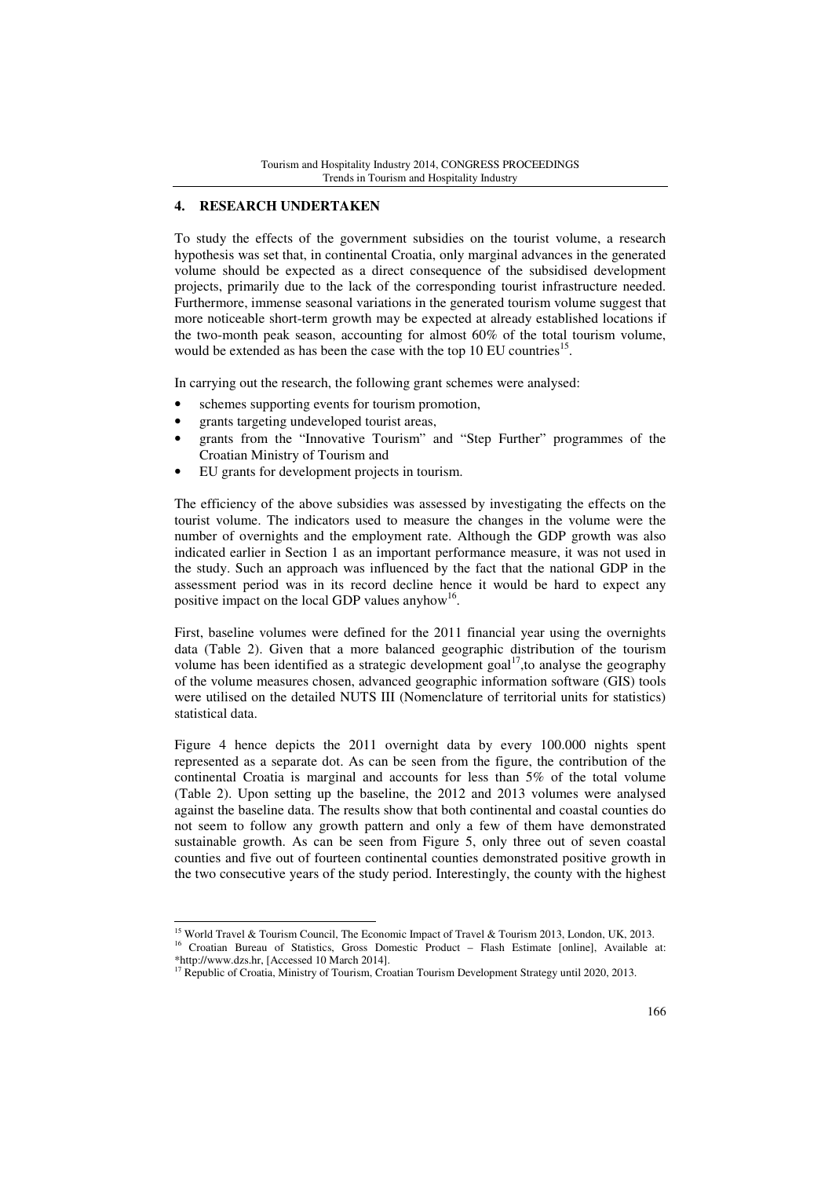## 4. RESEARCH UNDERTAKEN

To study the effects of the government subsidies on the tourist volume, a research hypothesis was set that, in continental Croatia, only marginal advances in the generated volume should be expected as a direct consequence of the subsidised development projects, primarily due to the lack of the corresponding tourist infrastructure needed. Furthermore, immense seasonal variations in the generated tourism volume suggest that more noticeable short-term growth may be expected at already established locations if the two-month peak season, accounting for almost 60% of the total tourism volume, would be extended as has been the case with the top 10 EU countries[15].

In carrying out the research, the following grant schemes were analysed:

- schemes supporting events for tourism promotion,
- grants targeting undeveloped tourist areas,
- grants from the "Innovative Tourism" and "Step Further" programmes of the Croatian Ministry of Tourism and
- EU grants for development projects in tourism.

The efficiency of the above subsidies was assessed by investigating the effects on the tourist volume. The indicators used to measure the changes in the volume were the number of overnights and the employment rate. Although the GDP growth was also indicated earlier in Section 1 as an important performance measure, it was not used in the study. Such an approach was influenced by the fact that the national GDP in the assessment period was in its record decline hence it would be hard to expect any positive impact on the local GDP values anyhow[16].

First, baseline volumes were defined for the 2011 financial year using the overnights data (Table 2). Given that a more balanced geographic distribution of the tourism volume has been identified as a strategic development goal[17],to analyse the geography of the volume measures chosen, advanced geographic information software (GIS) tools were utilised on the detailed NUTS III (Nomenclature of territorial units for statistics) statistical data.

Figure 4 hence depicts the 2011 overnight data by every 100.000 nights spent represented as a separate dot. As can be seen from the figure, the contribution of the continental Croatia is marginal and accounts for less than 5% of the total volume (Table 2). Upon setting up the baseline, the 2012 and 2013 volumes were analysed against the baseline data. The results show that both continental and coastal counties do not seem to follow any growth pattern and only a few of them have demonstrated sustainable growth. As can be seen from Figure 5, only three out of seven coastal counties and five out of fourteen continental counties demonstrated positive growth in the two consecutive years of the study period. Interestingly, the county with the highest

---

[15] World Travel & Tourism Council, The Economic Impact of Travel & Tourism 2013, London, UK, 2013.

[16] Croatian Bureau of Statistics, Gross Domestic Product – Flash Estimate [online], Available at: *http://www.dzs.hr, [Accessed 10 March 2014].

[17] Republic of Croatia, Ministry of Tourism, Croatian Tourism Development Strategy until 2020, 2013.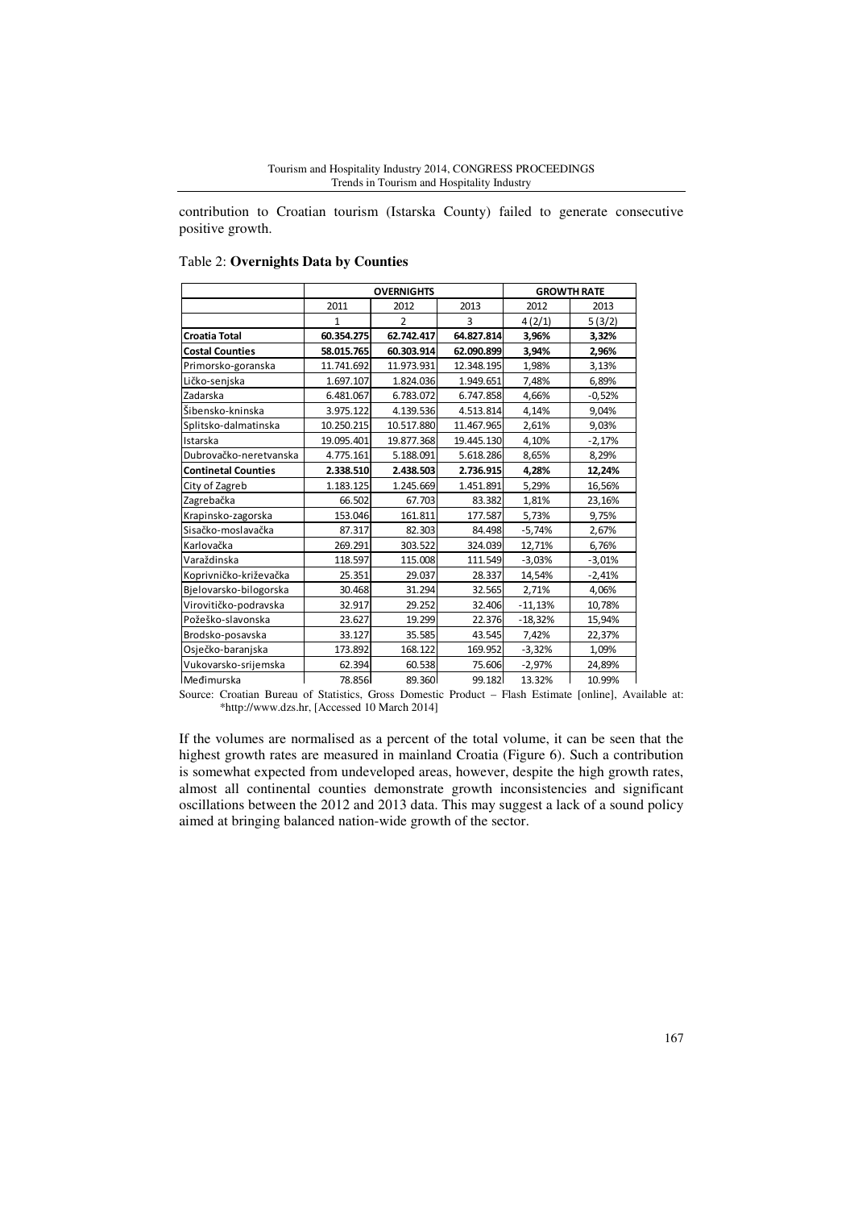contribution to Croatian tourism (Istarska County) failed to generate consecutive positive growth.

Table 2: **Overnights Data by Counties**

| | OVERNIGHTS | | | GROWTH RATE | |
|---|---|---|---|---|---|
| | 2011 | 2012 | 2013 | 2012 | 2013 |
| | 1 | 2 | 3 | 4 (2/1) | 5 (3/2) |
| **Croatia Total** | **60.354.275** | **62.742.417** | **64.827.814** | **3,96%** | **3,32%** |
| **Costal Counties** | **58.015.765** | **60.303.914** | **62.090.899** | **3,94%** | **2,96%** |
| Primorsko-goranska | 11.741.692 | 11.973.931 | 12.348.195 | 1,98% | 3,13% |
| Ličko-senjska | 1.697.107 | 1.824.036 | 1.949.651 | 7,48% | 6,89% |
| Zadarska | 6.481.067 | 6.783.072 | 6.747.858 | 4,66% | -0,52% |
| Šibensko-kninska | 3.975.122 | 4.139.536 | 4.513.814 | 4,14% | 9,04% |
| Splitsko-dalmatinska | 10.250.215 | 10.517.880 | 11.467.965 | 2,61% | 9,03% |
| Istarska | 19.095.401 | 19.877.368 | 19.445.130 | 4,10% | -2,17% |
| Dubrovačko-neretvanska | 4.775.161 | 5.188.091 | 5.618.286 | 8,65% | 8,29% |
| **Continetal Counties** | **2.338.510** | **2.438.503** | **2.736.915** | **4,28%** | **12,24%** |
| City of Zagreb | 1.183.125 | 1.245.669 | 1.451.891 | 5,29% | 16,56% |
| Zagrebačka | 66.502 | 67.703 | 83.382 | 1,81% | 23,16% |
| Krapinsko-zagorska | 153.046 | 161.811 | 177.587 | 5,73% | 9,75% |
| Sisačko-moslavačka | 87.317 | 82.303 | 84.498 | -5,74% | 2,67% |
| Karlovačka | 269.291 | 303.522 | 324.039 | 12,71% | 6,76% |
| Varaždinska | 118.597 | 115.008 | 111.549 | -3,03% | -3,01% |
| Koprivničko-križevačka | 25.351 | 29.037 | 28.337 | 14,54% | -2,41% |
| Bjelovarsko-bilogorska | 30.468 | 31.294 | 32.565 | 2,71% | 4,06% |
| Virovitičko-podravska | 32.917 | 29.252 | 32.406 | -11,13% | 10,78% |
| Požeško-slavonska | 23.627 | 19.299 | 22.376 | -18,32% | 15,94% |
| Brodsko-posavska | 33.127 | 35.585 | 43.545 | 7,42% | 22,37% |
| Osječko-baranjska | 173.892 | 168.122 | 169.952 | -3,32% | 1,09% |
| Vukovarsko-srijemska | 62.394 | 60.538 | 75.606 | -2,97% | 24,89% |
| Međimurska | 78.856 | 89.360 | 99.182 | 13.32% | 10.99% |

Source: Croatian Bureau of Statistics, Gross Domestic Product – Flash Estimate [online], Available at: *http://www.dzs.hr, [Accessed 10 March 2014]

If the volumes are normalised as a percent of the total volume, it can be seen that the highest growth rates are measured in mainland Croatia (Figure 6). Such a contribution is somewhat expected from undeveloped areas, however, despite the high growth rates, almost all continental counties demonstrate growth inconsistencies and significant oscillations between the 2012 and 2013 data. This may suggest a lack of a sound policy aimed at bringing balanced nation-wide growth of the sector.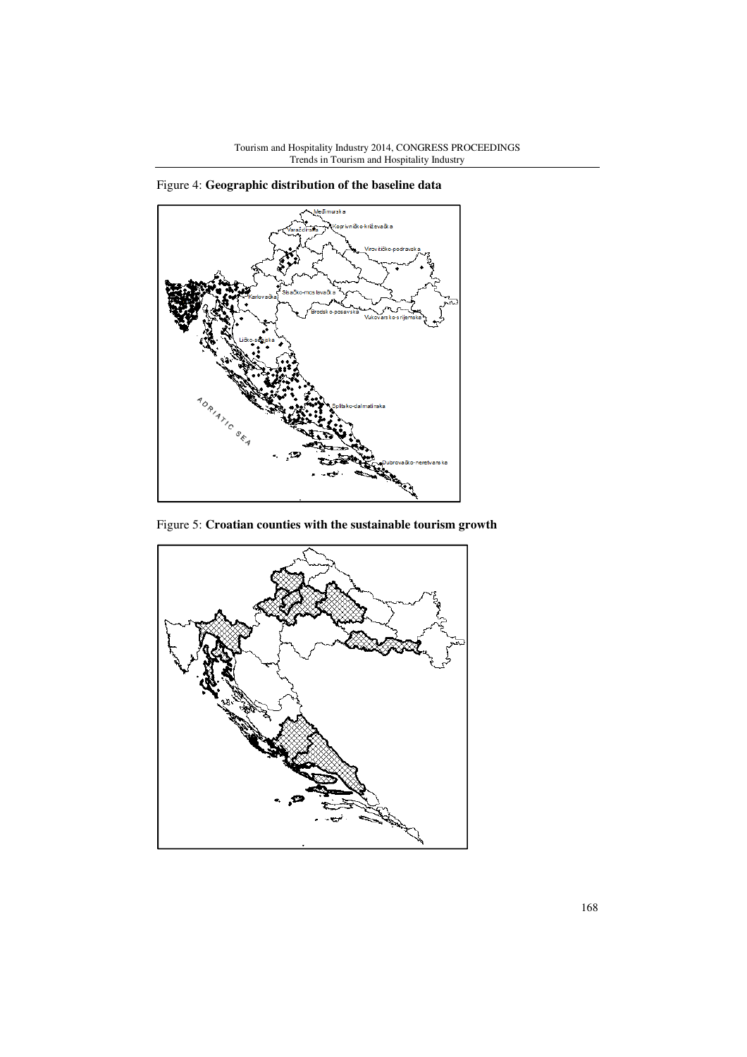Figure 4: **Geographic distribution of the baseline data**

Figure 5: **Croatian counties with the sustainable tourism growth**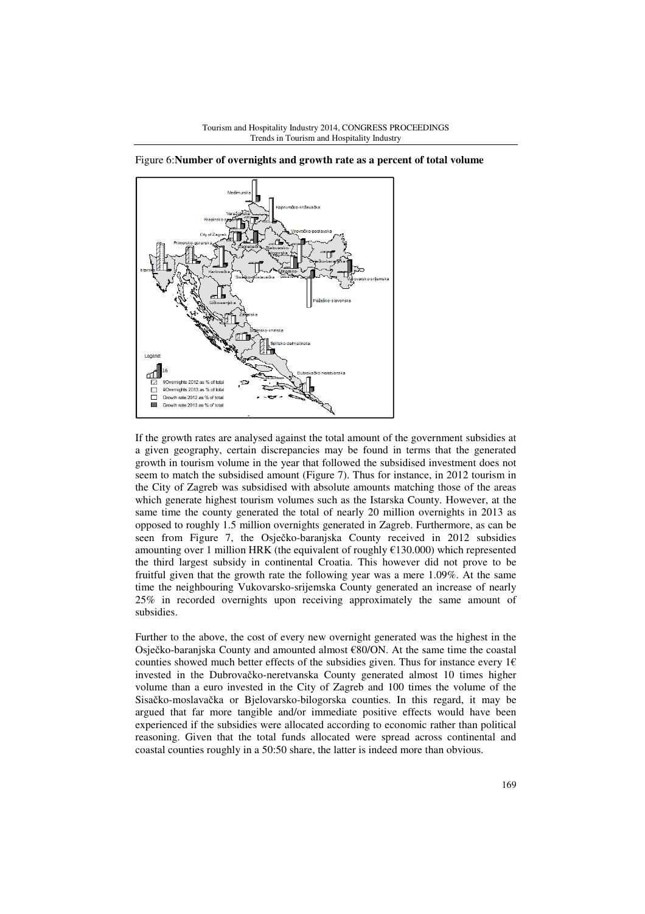Figure 6:**Number of overnights and growth rate as a percent of total volume**

If the growth rates are analysed against the total amount of the government subsidies at a given geography, certain discrepancies may be found in terms that the generated growth in tourism volume in the year that followed the subsidised investment does not seem to match the subsidised amount (Figure 7). Thus for instance, in 2012 tourism in the City of Zagreb was subsidised with absolute amounts matching those of the areas which generate highest tourism volumes such as the Istarska County. However, at the same time the county generated the total of nearly 20 million overnights in 2013 as opposed to roughly 1.5 million overnights generated in Zagreb. Furthermore, as can be seen from Figure 7, the Osječko-baranjska County received in 2012 subsidies amounting over 1 million HRK (the equivalent of roughly €130.000) which represented the third largest subsidy in continental Croatia. This however did not prove to be fruitful given that the growth rate the following year was a mere 1.09%. At the same time the neighbouring Vukovarsko-srijemska County generated an increase of nearly 25% in recorded overnights upon receiving approximately the same amount of subsidies.

Further to the above, the cost of every new overnight generated was the highest in the Osječko-baranjska County and amounted almost €80/ON. At the same time the coastal counties showed much better effects of the subsidies given. Thus for instance every 1€ invested in the Dubrovačko-neretvanska County generated almost 10 times higher volume than a euro invested in the City of Zagreb and 100 times the volume of the Sisačko-moslavačka or Bjelovarsko-bilogorska counties. In this regard, it may be argued that far more tangible and/or immediate positive effects would have been experienced if the subsidies were allocated according to economic rather than political reasoning. Given that the total funds allocated were spread across continental and coastal counties roughly in a 50:50 share, the latter is indeed more than obvious.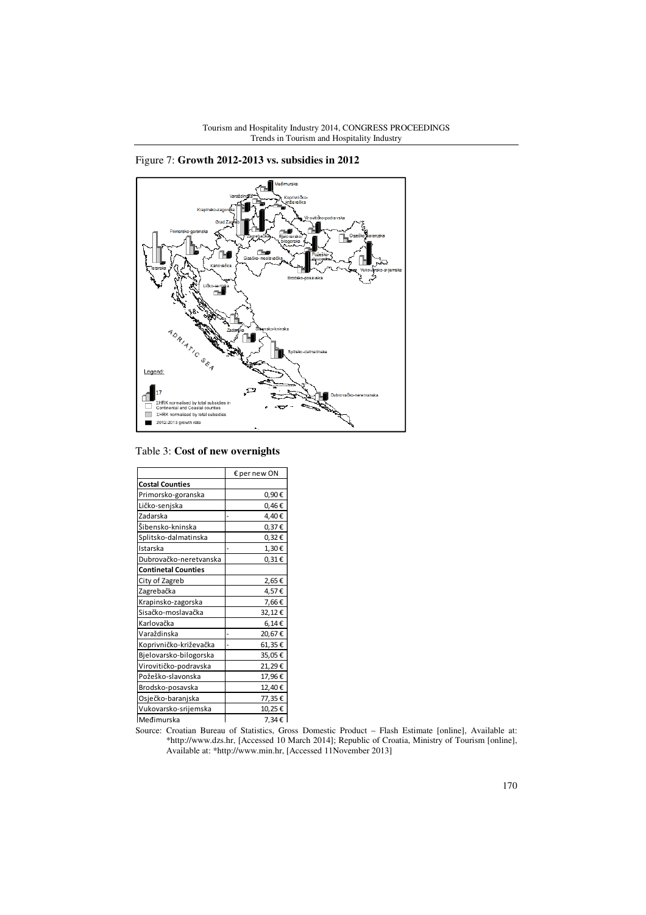Figure 7: **Growth 2012-2013 vs. subsidies in 2012**

Table 3: **Cost of new overnights**

| | € per new ON |
|---|---|
| **Costal Counties** | |
| Primorsko-goranska | 0,90 € |
| Ličko-senjska | 0,46 € |
| Zadarska | - 4,40 € |
| Šibensko-kninska | 0,37 € |
| Splitsko-dalmatinska | 0,32 € |
| Istarska | - 1,30 € |
| Dubrovačko-neretvanska | 0,31 € |
| **Continetal Counties** | |
| City of Zagreb | 2,65 € |
| Zagrebačka | 4,57 € |
| Krapinsko-zagorska | 7,66 € |
| Sisačko-moslavačka | 32,12 € |
| Karlovačka | 6,14 € |
| Varaždinska | - 20,67 € |
| Koprivničko-križevačka | - 61,35 € |
| Bjelovarsko-bilogorska | 35,05 € |
| Virovitičko-podravska | 21,29 € |
| Požeško-slavonska | 17,96 € |
| Brodsko-posavska | 12,40 € |
| Osječko-baranjska | 77,35 € |
| Vukovarsko-srijemska | 10,25 € |
| Međimurska | 7,34 € |

Source: Croatian Bureau of Statistics, Gross Domestic Product – Flash Estimate [online], Available at: *http://www.dzs.hr, [Accessed 10 March 2014]; Republic of Croatia, Ministry of Tourism [online], Available at: *http://www.min.hr, [Accessed 11November 2013]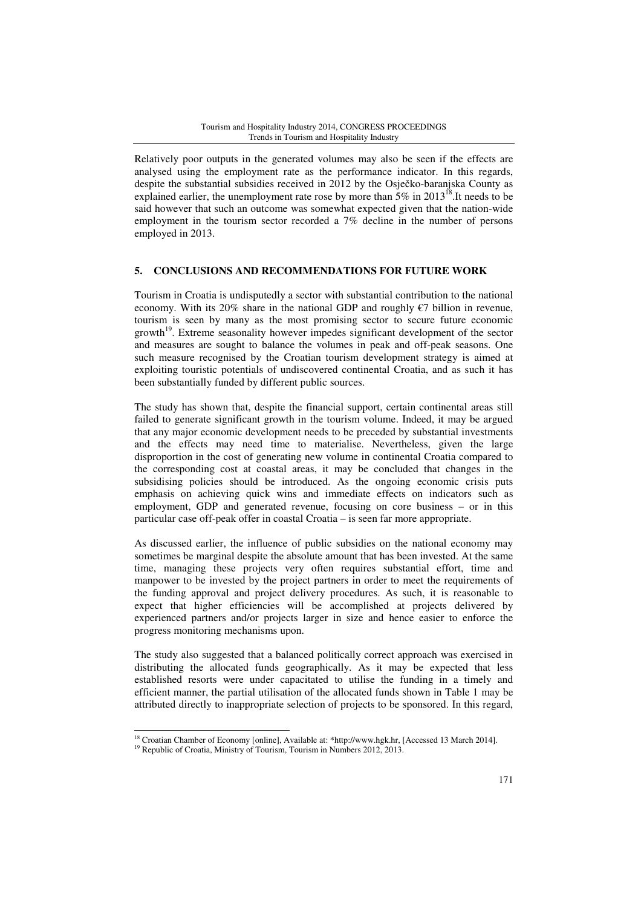Relatively poor outputs in the generated volumes may also be seen if the effects are analysed using the employment rate as the performance indicator. In this regards, despite the substantial subsidies received in 2012 by the Osječko-baranjska County as explained earlier, the unemployment rate rose by more than 5% in 2013[18].It needs to be said however that such an outcome was somewhat expected given that the nation-wide employment in the tourism sector recorded a 7% decline in the number of persons employed in 2013.

## 5. CONCLUSIONS AND RECOMMENDATIONS FOR FUTURE WORK

Tourism in Croatia is undisputedly a sector with substantial contribution to the national economy. With its 20% share in the national GDP and roughly €7 billion in revenue, tourism is seen by many as the most promising sector to secure future economic growth[19]. Extreme seasonality however impedes significant development of the sector and measures are sought to balance the volumes in peak and off-peak seasons. One such measure recognised by the Croatian tourism development strategy is aimed at exploiting touristic potentials of undiscovered continental Croatia, and as such it has been substantially funded by different public sources.

The study has shown that, despite the financial support, certain continental areas still failed to generate significant growth in the tourism volume. Indeed, it may be argued that any major economic development needs to be preceded by substantial investments and the effects may need time to materialise. Nevertheless, given the large disproportion in the cost of generating new volume in continental Croatia compared to the corresponding cost at coastal areas, it may be concluded that changes in the subsidising policies should be introduced. As the ongoing economic crisis puts emphasis on achieving quick wins and immediate effects on indicators such as employment, GDP and generated revenue, focusing on core business – or in this particular case off-peak offer in coastal Croatia – is seen far more appropriate.

As discussed earlier, the influence of public subsidies on the national economy may sometimes be marginal despite the absolute amount that has been invested. At the same time, managing these projects very often requires substantial effort, time and manpower to be invested by the project partners in order to meet the requirements of the funding approval and project delivery procedures. As such, it is reasonable to expect that higher efficiencies will be accomplished at projects delivered by experienced partners and/or projects larger in size and hence easier to enforce the progress monitoring mechanisms upon.

The study also suggested that a balanced politically correct approach was exercised in distributing the allocated funds geographically. As it may be expected that less established resorts were under capacitated to utilise the funding in a timely and efficient manner, the partial utilisation of the allocated funds shown in Table 1 may be attributed directly to inappropriate selection of projects to be sponsored. In this regard,

[18] Croatian Chamber of Economy [online], Available at: *http://www.hgk.hr, [Accessed 13 March 2014].

[19] Republic of Croatia, Ministry of Tourism, Tourism in Numbers 2012, 2013.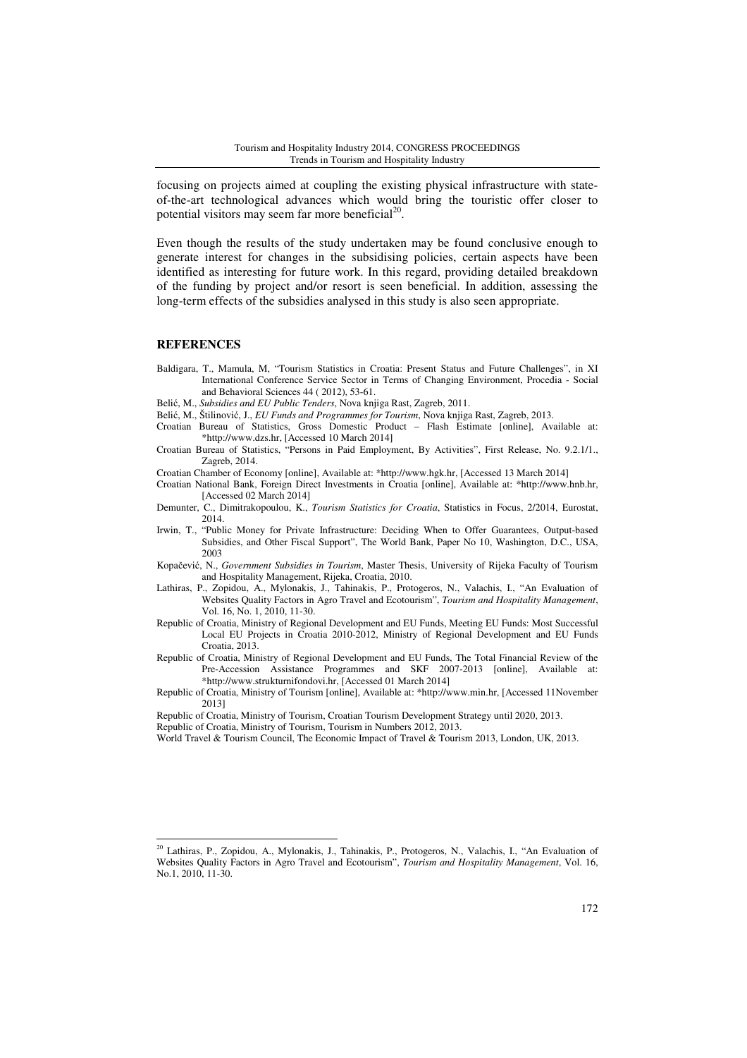focusing on projects aimed at coupling the existing physical infrastructure with state-of-the-art technological advances which would bring the touristic offer closer to potential visitors may seem far more beneficial[20].

Even though the results of the study undertaken may be found conclusive enough to generate interest for changes in the subsidising policies, certain aspects have been identified as interesting for future work. In this regard, providing detailed breakdown of the funding by project and/or resort is seen beneficial. In addition, assessing the long-term effects of the subsidies analysed in this study is also seen appropriate.

## REFERENCES

Baldigara, T., Mamula, M, "Tourism Statistics in Croatia: Present Status and Future Challenges", in XI International Conference Service Sector in Terms of Changing Environment, Procedia - Social and Behavioral Sciences 44 ( 2012), 53-61.

Belić, M., *Subsidies and EU Public Tenders*, Nova knjiga Rast, Zagreb, 2011.

Belić, M., Štilinović, J., *EU Funds and Programmes for Tourism*, Nova knjiga Rast, Zagreb, 2013.

Croatian Bureau of Statistics, Gross Domestic Product – Flash Estimate [online], Available at: *http://www.dzs.hr, [Accessed 10 March 2014]

Croatian Bureau of Statistics, "Persons in Paid Employment, By Activities", First Release, No. 9.2.1/1., Zagreb, 2014.

Croatian Chamber of Economy [online], Available at: *http://www.hgk.hr, [Accessed 13 March 2014]

Croatian National Bank, Foreign Direct Investments in Croatia [online], Available at: *http://www.hnb.hr, [Accessed 02 March 2014]

Demunter, C., Dimitrakopoulou, K., *Tourism Statistics for Croatia*, Statistics in Focus, 2/2014, Eurostat, 2014.

Irwin, T., "Public Money for Private Infrastructure: Deciding When to Offer Guarantees, Output-based Subsidies, and Other Fiscal Support", The World Bank, Paper No 10, Washington, D.C., USA, 2003

Kopačević, N., *Government Subsidies in Tourism*, Master Thesis, University of Rijeka Faculty of Tourism and Hospitality Management, Rijeka, Croatia, 2010.

Lathiras, P., Zopidou, A., Mylonakis, J., Tahinakis, P., Protogeros, N., Valachis, I., "An Evaluation of Websites Quality Factors in Agro Travel and Ecotourism", *Tourism and Hospitality Management*, Vol. 16, No. 1, 2010, 11-30.

Republic of Croatia, Ministry of Regional Development and EU Funds, Meeting EU Funds: Most Successful Local EU Projects in Croatia 2010-2012, Ministry of Regional Development and EU Funds Croatia, 2013.

Republic of Croatia, Ministry of Regional Development and EU Funds, The Total Financial Review of the Pre-Accession Assistance Programmes and SKF 2007-2013 [online], Available at: *http://www.strukturnifondovi.hr, [Accessed 01 March 2014]

Republic of Croatia, Ministry of Tourism [online], Available at: *http://www.min.hr, [Accessed 11November 2013]

Republic of Croatia, Ministry of Tourism, Croatian Tourism Development Strategy until 2020, 2013.

Republic of Croatia, Ministry of Tourism, Tourism in Numbers 2012, 2013.

World Travel & Tourism Council, The Economic Impact of Travel & Tourism 2013, London, UK, 2013.

---

[20] Lathiras, P., Zopidou, A., Mylonakis, J., Tahinakis, P., Protogeros, N., Valachis, I., "An Evaluation of Websites Quality Factors in Agro Travel and Ecotourism", *Tourism and Hospitality Management*, Vol. 16, No.1, 2010, 11-30.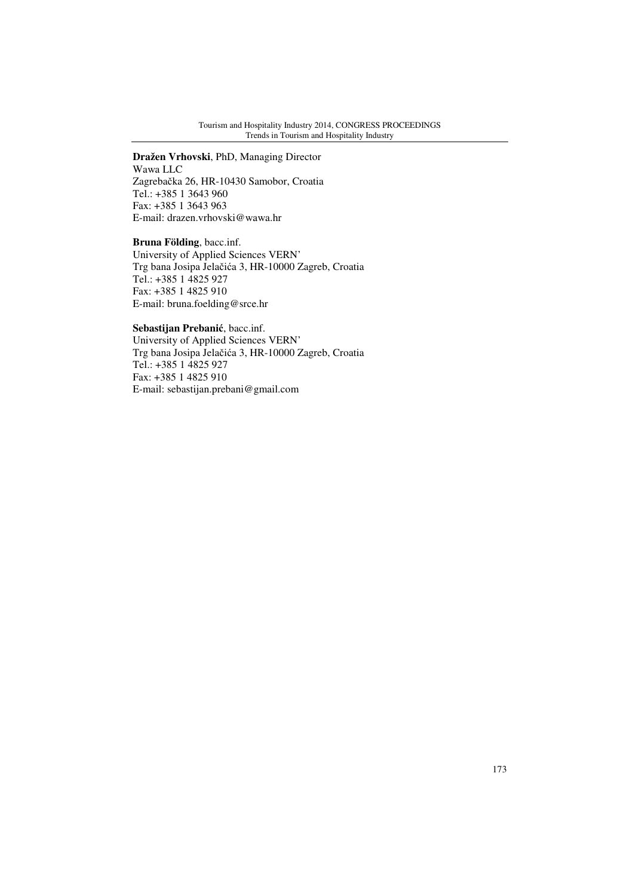**Dražen Vrhovski**, PhD, Managing Director
Wawa LLC
Zagrebačka 26, HR-10430 Samobor, Croatia
Tel.: +385 1 3643 960
Fax: +385 1 3643 963
E-mail: drazen.vrhovski@wawa.hr

**Bruna Földing**, bacc.inf.
University of Applied Sciences VERN'
Trg bana Josipa Jelačića 3, HR-10000 Zagreb, Croatia
Tel.: +385 1 4825 927
Fax: +385 1 4825 910
E-mail: bruna.foelding@srce.hr

**Sebastijan Prebanić**, bacc.inf.
University of Applied Sciences VERN'
Trg bana Josipa Jelačića 3, HR-10000 Zagreb, Croatia
Tel.: +385 1 4825 927
Fax: +385 1 4825 910
E-mail: sebastijan.prebani@gmail.com